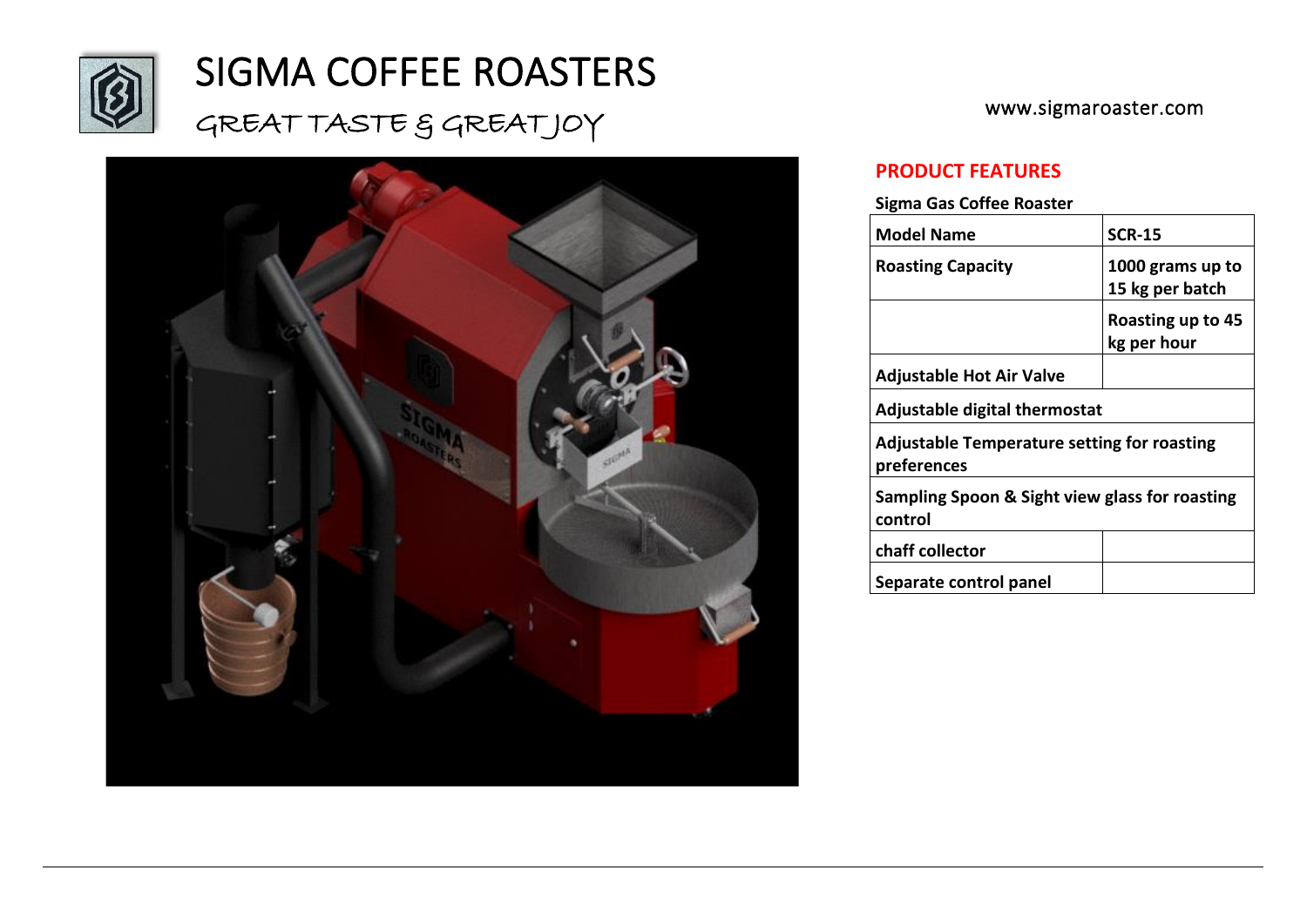# SIGMA COFFEE ROASTERS

GREAT TASTE & GREAT JOY

www.sigmaroaster.com

## PRODUCT FEATURES

**Sigma Gas Coffee Roaster**

| Model Name | SCR-15 |
|---|---|
| Roasting Capacity | 1000 grams up to 15 kg per batch |
| | Roasting up to 45 kg per hour |
| Adjustable Hot Air Valve | |
| Adjustable digital thermostat | |
| Adjustable Temperature setting for roasting preferences | |
| Sampling Spoon & Sight view glass for roasting control | |
| chaff collector | |
| Separate control panel | |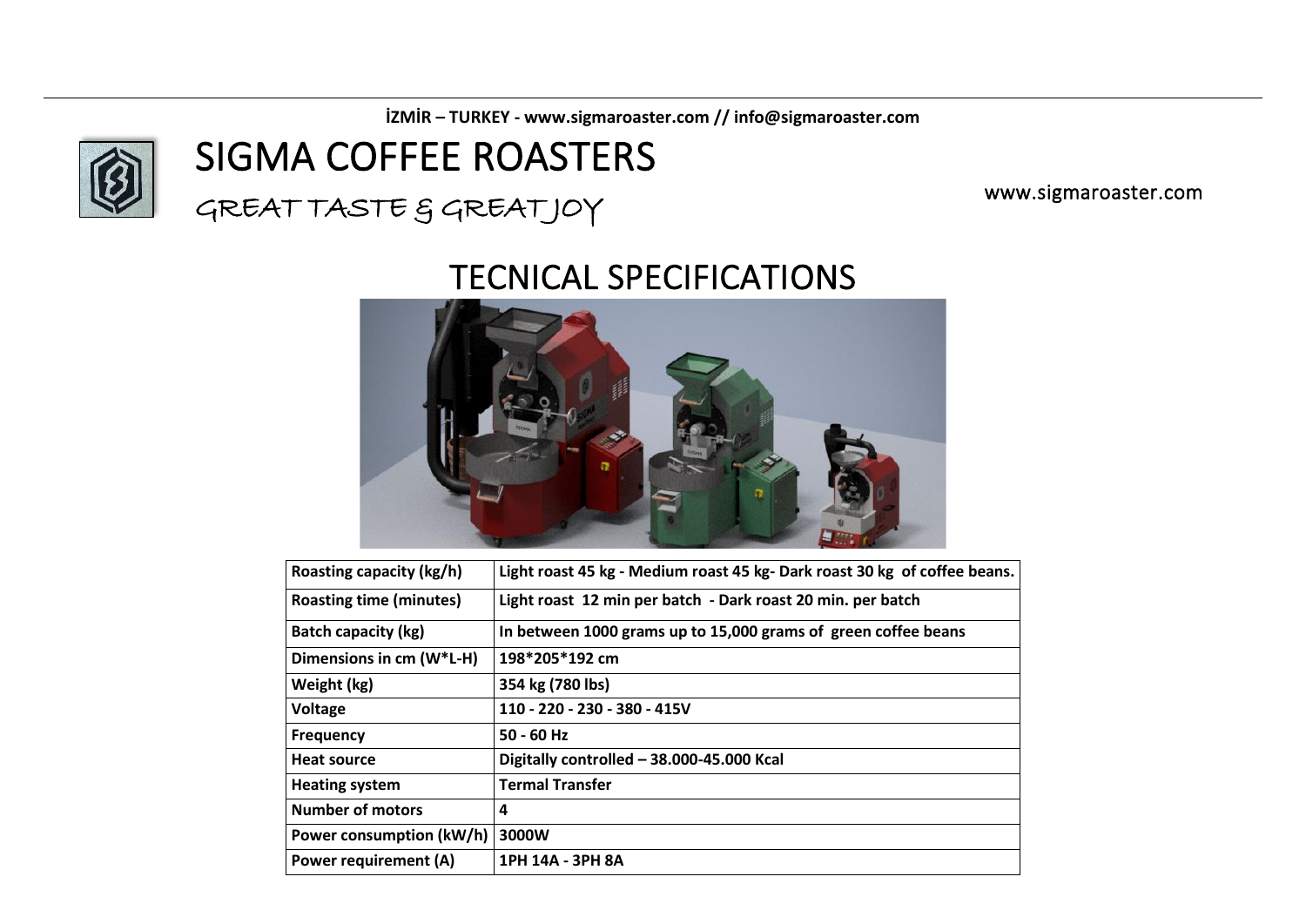İZMİR – TURKEY - www.sigmaroaster.com // info@sigmaroaster.com

# SIGMA COFFEE ROASTERS

GREAT TASTE & GREAT JOY

www.sigmaroaster.com

## TECNICAL SPECIFICATIONS

| Roasting capacity (kg/h) | Light roast 45 kg - Medium roast 45 kg- Dark roast 30 kg of coffee beans. |
|---|---|
| Roasting time (minutes) | Light roast 12 min per batch - Dark roast 20 min. per batch |
| Batch capacity (kg) | In between 1000 grams up to 15,000 grams of green coffee beans |
| Dimensions in cm (W*L-H) | 198*205*192 cm |
| Weight (kg) | 354 kg (780 lbs) |
| Voltage | 110 - 220 - 230 - 380 - 415V |
| Frequency | 50 - 60 Hz |
| Heat source | Digitally controlled – 38.000-45.000 Kcal |
| Heating system | Termal Transfer |
| Number of motors | 4 |
| Power consumption (kW/h) | 3000W |
| Power requirement (A) | 1PH 14A - 3PH 8A |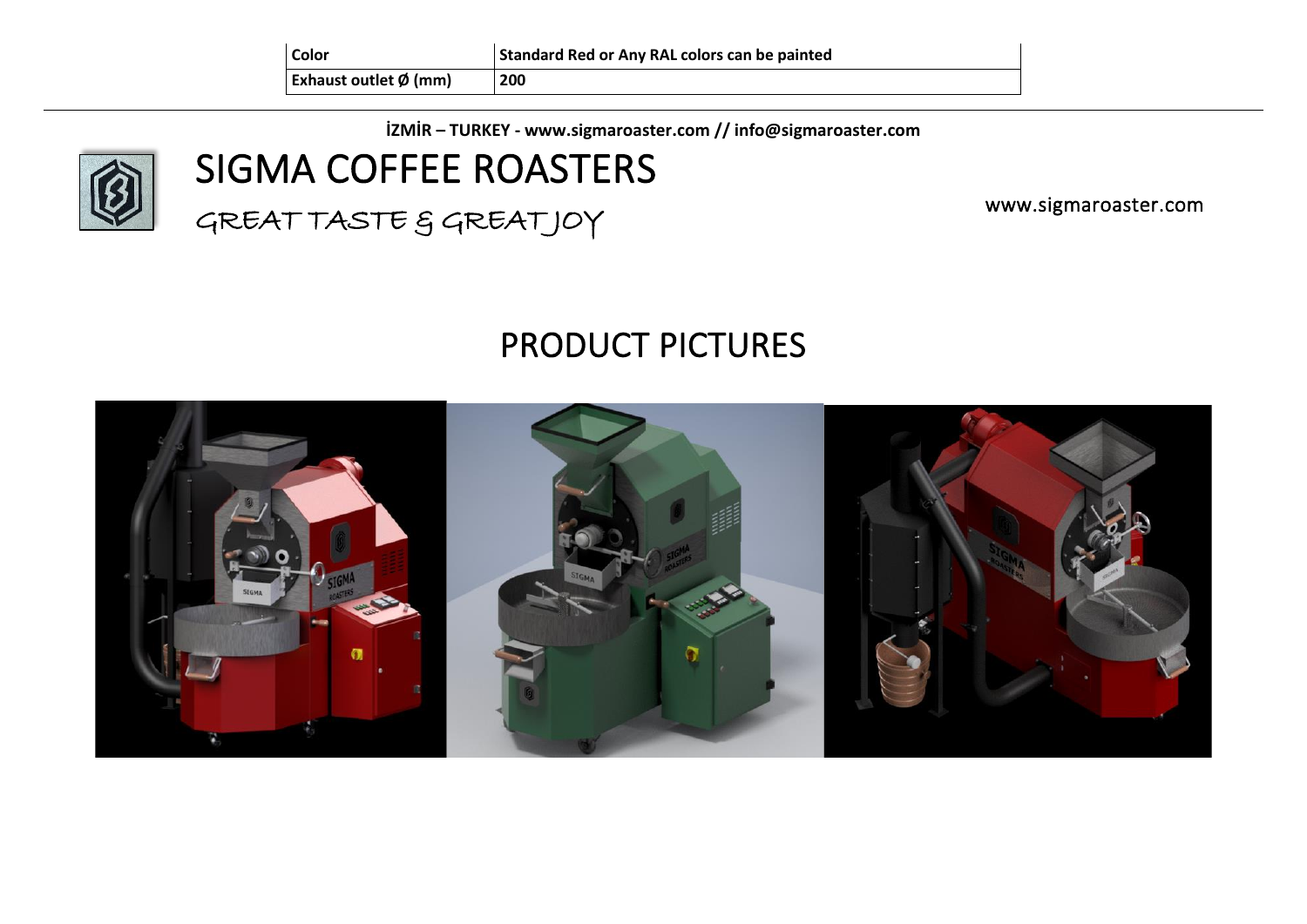| | |
|---|---|
| **Color** | **Standard Red or Any RAL colors can be painted** |
| **Exhaust outlet Ø (mm)** | **200** |

**İZMİR – TURKEY - www.sigmaroaster.com // info@sigmaroaster.com**

# SIGMA COFFEE ROASTERS

GREAT TASTE & GREAT JOY

www.sigmaroaster.com

## PRODUCT PICTURES